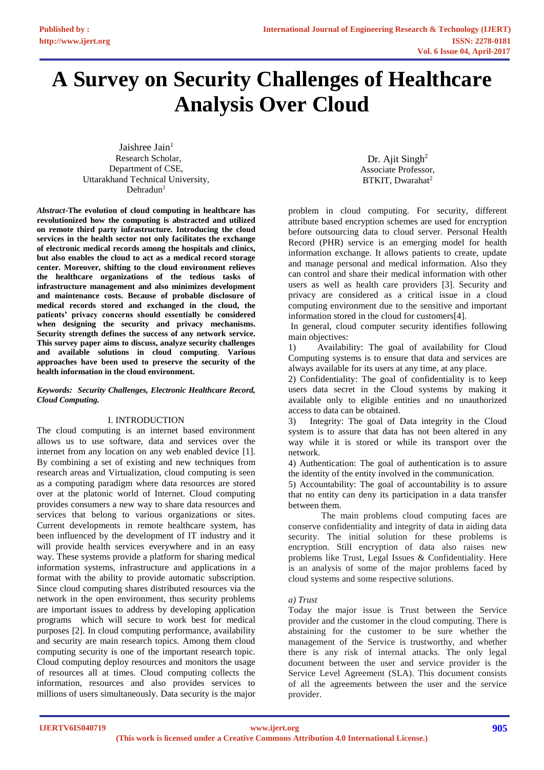# A Survey on Security Challenges of Healthcare Analysis Over Cloud

Jaishree Jain[1]
Research Scholar,
Department of CSE,
Uttarakhand Technical University,
Dehradun[1]

Dr. Ajit Singh[2]
Associate Professor,
BTKIT, Dwarahat[2]

***Abstract*-The evolution of cloud computing in healthcare has revolutionized how the computing is abstracted and utilized on remote third party infrastructure. Introducing the cloud services in the health sector not only facilitates the exchange of electronic medical records among the hospitals and clinics, but also enables the cloud to act as a medical record storage center. Moreover, shifting to the cloud environment relieves the healthcare organizations of the tedious tasks of infrastructure management and also minimizes development and maintenance costs. Because of probable disclosure of medical records stored and exchanged in the cloud, the patients' privacy concerns should essentially be considered when designing the security and privacy mechanisms. Security strength defines the success of any network service. This survey paper aims to discuss, analyze security challenges and available solutions in cloud computing. Various approaches have been used to preserve the security of the health information in the cloud environment.**

***Keywords: Security Challenges, Electronic Healthcare Record, Cloud Computing.***

## I. INTRODUCTION

The cloud computing is an internet based environment allows us to use software, data and services over the internet from any location on any web enabled device [1]. By combining a set of existing and new techniques from research areas and Virtualization, cloud computing is seen as a computing paradigm where data resources are stored over at the platonic world of Internet. Cloud computing provides consumers a new way to share data resources and services that belong to various organizations or sites. Current developments in remote healthcare system, has been influenced by the development of IT industry and it will provide health services everywhere and in an easy way. These systems provide a platform for sharing medical information systems, infrastructure and applications in a format with the ability to provide automatic subscription. Since cloud computing shares distributed resources via the network in the open environment, thus security problems are important issues to address by developing application programs which will secure to work best for medical purposes [2]. In cloud computing performance, availability and security are main research topics. Among them cloud computing security is one of the important research topic. Cloud computing deploy resources and monitors the usage of resources all at times. Cloud computing collects the information, resources and also provides services to millions of users simultaneously. Data security is the major problem in cloud computing. For security, different attribute based encryption schemes are used for encryption before outsourcing data to cloud server. Personal Health Record (PHR) service is an emerging model for health information exchange. It allows patients to create, update and manage personal and medical information. Also they can control and share their medical information with other users as well as health care providers [3]. Security and privacy are considered as a critical issue in a cloud computing environment due to the sensitive and important information stored in the cloud for customers[4].

In general, cloud computer security identifies following main objectives:

1) Availability: The goal of availability for Cloud Computing systems is to ensure that data and services are always available for its users at any time, at any place.
2) Confidentiality: The goal of confidentiality is to keep users data secret in the Cloud systems by making it available only to eligible entities and no unauthorized access to data can be obtained.
3) Integrity: The goal of Data integrity in the Cloud system is to assure that data has not been altered in any way while it is stored or while its transport over the network.
4) Authentication: The goal of authentication is to assure the identity of the entity involved in the communication.
5) Accountability: The goal of accountability is to assure that no entity can deny its participation in a data transfer between them.

The main problems cloud computing faces are conserve confidentiality and integrity of data in aiding data security. The initial solution for these problems is encryption. Still encryption of data also raises new problems like Trust, Legal Issues & Confidentiality. Here is an analysis of some of the major problems faced by cloud systems and some respective solutions.

*a) Trust*

Today the major issue is Trust between the Service provider and the customer in the cloud computing. There is abstaining for the customer to be sure whether the management of the Service is trustworthy, and whether there is any risk of internal attacks. The only legal document between the user and service provider is the Service Level Agreement (SLA). This document consists of all the agreements between the user and the service provider.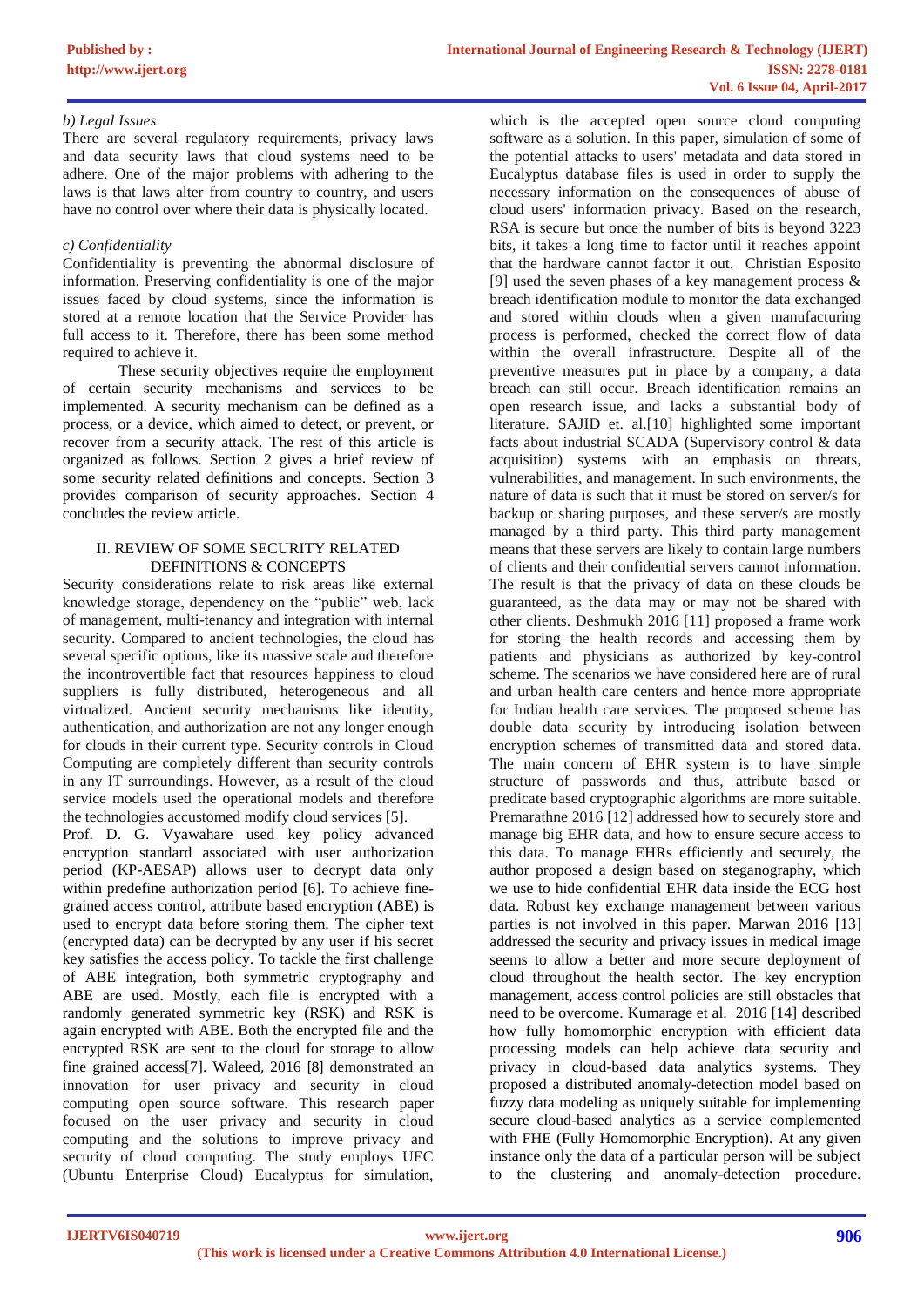*b) Legal Issues*

There are several regulatory requirements, privacy laws and data security laws that cloud systems need to be adhere. One of the major problems with adhering to the laws is that laws alter from country to country, and users have no control over where their data is physically located.

*c) Confidentiality*

Confidentiality is preventing the abnormal disclosure of information. Preserving confidentiality is one of the major issues faced by cloud systems, since the information is stored at a remote location that the Service Provider has full access to it. Therefore, there has been some method required to achieve it.

These security objectives require the employment of certain security mechanisms and services to be implemented. A security mechanism can be defined as a process, or a device, which aimed to detect, or prevent, or recover from a security attack. The rest of this article is organized as follows. Section 2 gives a brief review of some security related definitions and concepts. Section 3 provides comparison of security approaches. Section 4 concludes the review article.

## II. REVIEW OF SOME SECURITY RELATED DEFINITIONS & CONCEPTS

Security considerations relate to risk areas like external knowledge storage, dependency on the "public" web, lack of management, multi-tenancy and integration with internal security. Compared to ancient technologies, the cloud has several specific options, like its massive scale and therefore the incontrovertible fact that resources happiness to cloud suppliers is fully distributed, heterogeneous and all virtualized. Ancient security mechanisms like identity, authentication, and authorization are not any longer enough for clouds in their current type. Security controls in Cloud Computing are completely different than security controls in any IT surroundings. However, as a result of the cloud service models used the operational models and therefore the technologies accustomed modify cloud services [5].

Prof. D. G. Vyawahare used key policy advanced encryption standard associated with user authorization period (KP-AESAP) allows user to decrypt data only within predefine authorization period [6]. To achieve fine-grained access control, attribute based encryption (ABE) is used to encrypt data before storing them. The cipher text (encrypted data) can be decrypted by any user if his secret key satisfies the access policy. To tackle the first challenge of ABE integration, both symmetric cryptography and ABE are used. Mostly, each file is encrypted with a randomly generated symmetric key (RSK) and RSK is again encrypted with ABE. Both the encrypted file and the encrypted RSK are sent to the cloud for storage to allow fine grained access[7]. Waleed, 2016 [8] demonstrated an innovation for user privacy and security in cloud computing open source software. This research paper focused on the user privacy and security in cloud computing and the solutions to improve privacy and security of cloud computing. The study employs UEC (Ubuntu Enterprise Cloud) Eucalyptus for simulation, which is the accepted open source cloud computing software as a solution. In this paper, simulation of some of the potential attacks to users' metadata and data stored in Eucalyptus database files is used in order to supply the necessary information on the consequences of abuse of cloud users' information privacy. Based on the research, RSA is secure but once the number of bits is beyond 3223 bits, it takes a long time to factor until it reaches appoint that the hardware cannot factor it out. Christian Esposito [9] used the seven phases of a key management process & breach identification module to monitor the data exchanged and stored within clouds when a given manufacturing process is performed, checked the correct flow of data within the overall infrastructure. Despite all of the preventive measures put in place by a company, a data breach can still occur. Breach identification remains an open research issue, and lacks a substantial body of literature. SAJID et. al.[10] highlighted some important facts about industrial SCADA (Supervisory control & data acquisition) systems with an emphasis on threats, vulnerabilities, and management. In such environments, the nature of data is such that it must be stored on server/s for backup or sharing purposes, and these server/s are mostly managed by a third party. This third party management means that these servers are likely to contain large numbers of clients and their confidential servers cannot information. The result is that the privacy of data on these clouds be guaranteed, as the data may or may not be shared with other clients. Deshmukh 2016 [11] proposed a frame work for storing the health records and accessing them by patients and physicians as authorized by key-control scheme. The scenarios we have considered here are of rural and urban health care centers and hence more appropriate for Indian health care services. The proposed scheme has double data security by introducing isolation between encryption schemes of transmitted data and stored data. The main concern of EHR system is to have simple structure of passwords and thus, attribute based or predicate based cryptographic algorithms are more suitable. Premarathne 2016 [12] addressed how to securely store and manage big EHR data, and how to ensure secure access to this data. To manage EHRs efficiently and securely, the author proposed a design based on steganography, which we use to hide confidential EHR data inside the ECG host data. Robust key exchange management between various parties is not involved in this paper. Marwan 2016 [13] addressed the security and privacy issues in medical image seems to allow a better and more secure deployment of cloud throughout the health sector. The key encryption management, access control policies are still obstacles that need to be overcome. Kumarage et al. 2016 [14] described how fully homomorphic encryption with efficient data processing models can help achieve data security and privacy in cloud-based data analytics systems. They proposed a distributed anomaly-detection model based on fuzzy data modeling as uniquely suitable for implementing secure cloud-based analytics as a service complemented with FHE (Fully Homomorphic Encryption). At any given instance only the data of a particular person will be subject to the clustering and anomaly-detection procedure.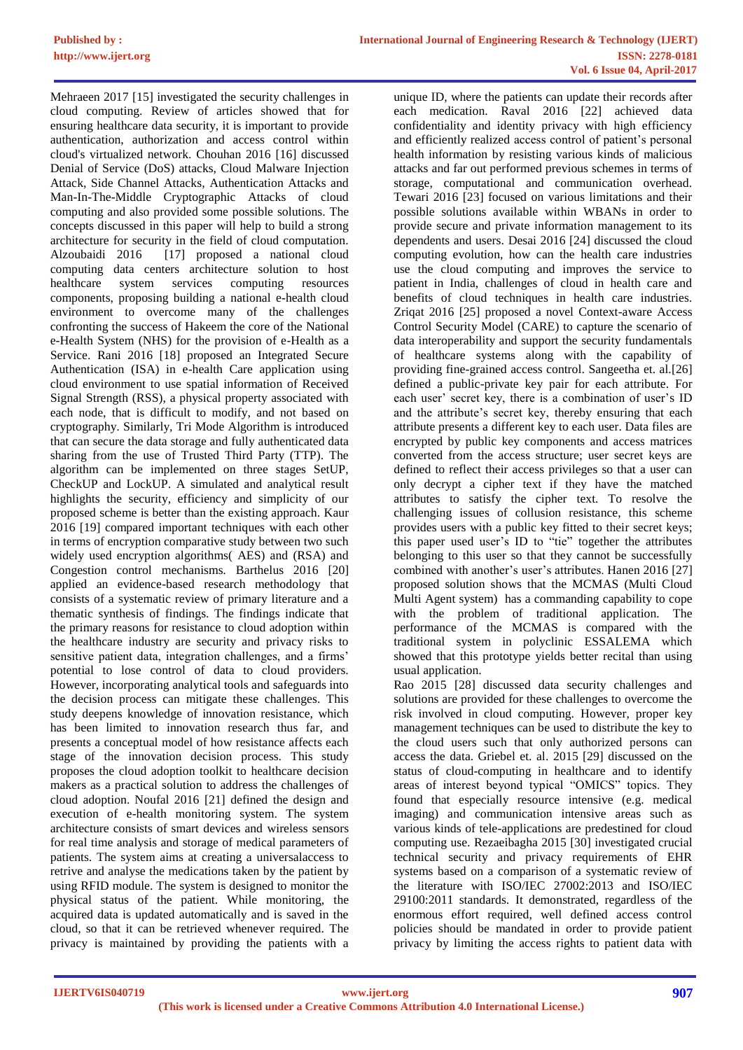Mehraeen 2017 [15] investigated the security challenges in cloud computing. Review of articles showed that for ensuring healthcare data security, it is important to provide authentication, authorization and access control within cloud's virtualized network. Chouhan 2016 [16] discussed Denial of Service (DoS) attacks, Cloud Malware Injection Attack, Side Channel Attacks, Authentication Attacks and Man-In-The-Middle Cryptographic Attacks of cloud computing and also provided some possible solutions. The concepts discussed in this paper will help to build a strong architecture for security in the field of cloud computation. Alzoubaidi 2016 [17] proposed a national cloud computing data centers architecture solution to host healthcare system services computing resources components, proposing building a national e-health cloud environment to overcome many of the challenges confronting the success of Hakeem the core of the National e-Health System (NHS) for the provision of e-Health as a Service. Rani 2016 [18] proposed an Integrated Secure Authentication (ISA) in e-health Care application using cloud environment to use spatial information of Received Signal Strength (RSS), a physical property associated with each node, that is difficult to modify, and not based on cryptography. Similarly, Tri Mode Algorithm is introduced that can secure the data storage and fully authenticated data sharing from the use of Trusted Third Party (TTP). The algorithm can be implemented on three stages SetUP, CheckUP and LockUP. A simulated and analytical result highlights the security, efficiency and simplicity of our proposed scheme is better than the existing approach. Kaur 2016 [19] compared important techniques with each other in terms of encryption comparative study between two such widely used encryption algorithms( AES) and (RSA) and Congestion control mechanisms. Barthelus 2016 [20] applied an evidence-based research methodology that consists of a systematic review of primary literature and a thematic synthesis of findings. The findings indicate that the primary reasons for resistance to cloud adoption within the healthcare industry are security and privacy risks to sensitive patient data, integration challenges, and a firms' potential to lose control of data to cloud providers. However, incorporating analytical tools and safeguards into the decision process can mitigate these challenges. This study deepens knowledge of innovation resistance, which has been limited to innovation research thus far, and presents a conceptual model of how resistance affects each stage of the innovation decision process. This study proposes the cloud adoption toolkit to healthcare decision makers as a practical solution to address the challenges of cloud adoption. Noufal 2016 [21] defined the design and execution of e-health monitoring system. The system architecture consists of smart devices and wireless sensors for real time analysis and storage of medical parameters of patients. The system aims at creating a universalaccess to retrive and analyse the medications taken by the patient by using RFID module. The system is designed to monitor the physical status of the patient. While monitoring, the acquired data is updated automatically and is saved in the cloud, so that it can be retrieved whenever required. The privacy is maintained by providing the patients with a unique ID, where the patients can update their records after each medication. Raval 2016 [22] achieved data confidentiality and identity privacy with high efficiency and efficiently realized access control of patient's personal health information by resisting various kinds of malicious attacks and far out performed previous schemes in terms of storage, computational and communication overhead. Tewari 2016 [23] focused on various limitations and their possible solutions available within WBANs in order to provide secure and private information management to its dependents and users. Desai 2016 [24] discussed the cloud computing evolution, how can the health care industries use the cloud computing and improves the service to patient in India, challenges of cloud in health care and benefits of cloud techniques in health care industries. Zriqat 2016 [25] proposed a novel Context-aware Access Control Security Model (CARE) to capture the scenario of data interoperability and support the security fundamentals of healthcare systems along with the capability of providing fine-grained access control. Sangeetha et. al.[26] defined a public-private key pair for each attribute. For each user' secret key, there is a combination of user's ID and the attribute's secret key, thereby ensuring that each attribute presents a different key to each user. Data files are encrypted by public key components and access matrices converted from the access structure; user secret keys are defined to reflect their access privileges so that a user can only decrypt a cipher text if they have the matched attributes to satisfy the cipher text. To resolve the challenging issues of collusion resistance, this scheme provides users with a public key fitted to their secret keys; this paper used user's ID to "tie" together the attributes belonging to this user so that they cannot be successfully combined with another's user's attributes. Hanen 2016 [27] proposed solution shows that the MCMAS (Multi Cloud Multi Agent system) has a commanding capability to cope with the problem of traditional application. The performance of the MCMAS is compared with the traditional system in polyclinic ESSALEMA which showed that this prototype yields better recital than using usual application.

Rao 2015 [28] discussed data security challenges and solutions are provided for these challenges to overcome the risk involved in cloud computing. However, proper key management techniques can be used to distribute the key to the cloud users such that only authorized persons can access the data. Griebel et. al. 2015 [29] discussed on the status of cloud-computing in healthcare and to identify areas of interest beyond typical "OMICS" topics. They found that especially resource intensive (e.g. medical imaging) and communication intensive areas such as various kinds of tele-applications are predestined for cloud computing use. Rezaeibagha 2015 [30] investigated crucial technical security and privacy requirements of EHR systems based on a comparison of a systematic review of the literature with ISO/IEC 27002:2013 and ISO/IEC 29100:2011 standards. It demonstrated, regardless of the enormous effort required, well defined access control policies should be mandated in order to provide patient privacy by limiting the access rights to patient data with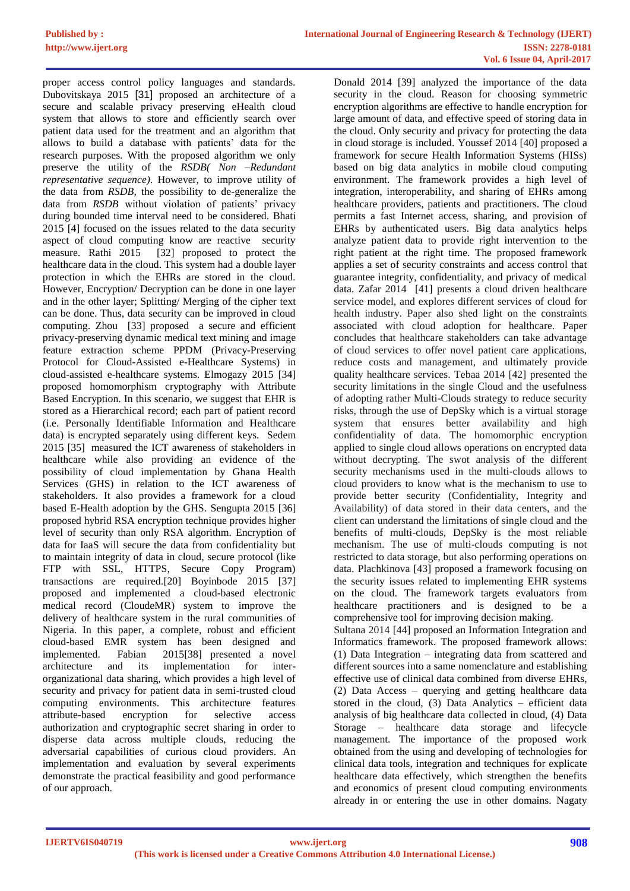proper access control policy languages and standards. Dubovitskaya 2015 [31] proposed an architecture of a secure and scalable privacy preserving eHealth cloud system that allows to store and efficiently search over patient data used for the treatment and an algorithm that allows to build a database with patients' data for the research purposes. With the proposed algorithm we only preserve the utility of the *RSDB( Non –Redundant representative sequence)*. However, to improve utility of the data from *RSDB*, the possibility to de-generalize the data from *RSDB* without violation of patients' privacy during bounded time interval need to be considered. Bhati 2015 [4] focused on the issues related to the data security aspect of cloud computing know are reactive security measure. Rathi 2015 [32] proposed to protect the healthcare data in the cloud. This system had a double layer protection in which the EHRs are stored in the cloud. However, Encryption/ Decryption can be done in one layer and in the other layer; Splitting/ Merging of the cipher text can be done. Thus, data security can be improved in cloud computing. Zhou [33] proposed a secure and efficient privacy-preserving dynamic medical text mining and image feature extraction scheme PPDM (Privacy-Preserving Protocol for Cloud-Assisted e-Healthcare Systems) in cloud-assisted e-healthcare systems. Elmogazy 2015 [34] proposed homomorphism cryptography with Attribute Based Encryption. In this scenario, we suggest that EHR is stored as a Hierarchical record; each part of patient record (i.e. Personally Identifiable Information and Healthcare data) is encrypted separately using different keys. Sedem 2015 [35] measured the ICT awareness of stakeholders in healthcare while also providing an evidence of the possibility of cloud implementation by Ghana Health Services (GHS) in relation to the ICT awareness of stakeholders. It also provides a framework for a cloud based E-Health adoption by the GHS. Sengupta 2015 [36] proposed hybrid RSA encryption technique provides higher level of security than only RSA algorithm. Encryption of data for IaaS will secure the data from confidentiality but to maintain integrity of data in cloud, secure protocol (like FTP with SSL, HTTPS, Secure Copy Program) transactions are required.[20] Boyinbode 2015 [37] proposed and implemented a cloud-based electronic medical record (CloudeMR) system to improve the delivery of healthcare system in the rural communities of Nigeria. In this paper, a complete, robust and efficient cloud-based EMR system has been designed and implemented. Fabian 2015[38] presented a novel architecture and its implementation for inter-organizational data sharing, which provides a high level of security and privacy for patient data in semi-trusted cloud computing environments. This architecture features attribute-based encryption for selective access authorization and cryptographic secret sharing in order to disperse data across multiple clouds, reducing the adversarial capabilities of curious cloud providers. An implementation and evaluation by several experiments demonstrate the practical feasibility and good performance of our approach.

Donald 2014 [39] analyzed the importance of the data security in the cloud. Reason for choosing symmetric encryption algorithms are effective to handle encryption for large amount of data, and effective speed of storing data in the cloud. Only security and privacy for protecting the data in cloud storage is included. Youssef 2014 [40] proposed a framework for secure Health Information Systems (HISs) based on big data analytics in mobile cloud computing environment. The framework provides a high level of integration, interoperability, and sharing of EHRs among healthcare providers, patients and practitioners. The cloud permits a fast Internet access, sharing, and provision of EHRs by authenticated users. Big data analytics helps analyze patient data to provide right intervention to the right patient at the right time. The proposed framework applies a set of security constraints and access control that guarantee integrity, confidentiality, and privacy of medical data. Zafar 2014 [41] presents a cloud driven healthcare service model, and explores different services of cloud for health industry. Paper also shed light on the constraints associated with cloud adoption for healthcare. Paper concludes that healthcare stakeholders can take advantage of cloud services to offer novel patient care applications, reduce costs and management, and ultimately provide quality healthcare services. Tebaa 2014 [42] presented the security limitations in the single Cloud and the usefulness of adopting rather Multi-Clouds strategy to reduce security risks, through the use of DepSky which is a virtual storage system that ensures better availability and high confidentiality of data. The homomorphic encryption applied to single cloud allows operations on encrypted data without decrypting. The swot analysis of the different security mechanisms used in the multi-clouds allows to cloud providers to know what is the mechanism to use to provide better security (Confidentiality, Integrity and Availability) of data stored in their data centers, and the client can understand the limitations of single cloud and the benefits of multi-clouds, DepSky is the most reliable mechanism. The use of multi-clouds computing is not restricted to data storage, but also performing operations on data. Plachkinova [43] proposed a framework focusing on the security issues related to implementing EHR systems on the cloud. The framework targets evaluators from healthcare practitioners and is designed to be a comprehensive tool for improving decision making.

Sultana 2014 [44] proposed an Information Integration and Informatics framework. The proposed framework allows: (1) Data Integration – integrating data from scattered and different sources into a same nomenclature and establishing effective use of clinical data combined from diverse EHRs, (2) Data Access – querying and getting healthcare data stored in the cloud, (3) Data Analytics – efficient data analysis of big healthcare data collected in cloud, (4) Data Storage – healthcare data storage and lifecycle management. The importance of the proposed work obtained from the using and developing of technologies for clinical data tools, integration and techniques for explicate healthcare data effectively, which strengthen the benefits and economics of present cloud computing environments already in or entering the use in other domains. Nagaty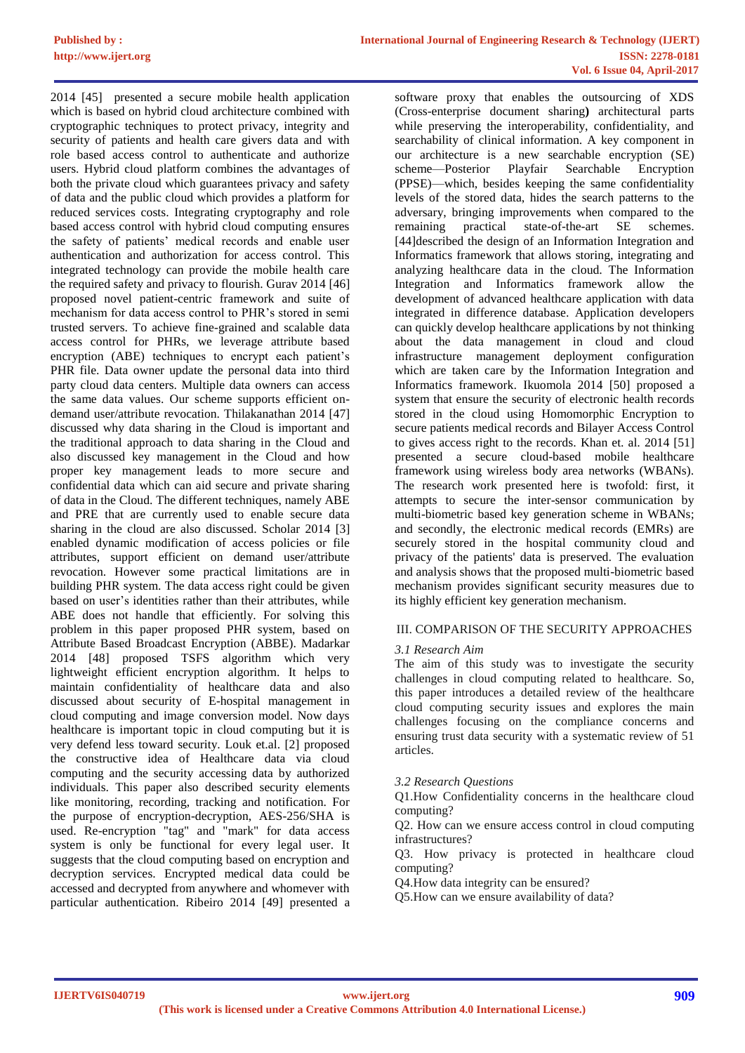2014 [45] presented a secure mobile health application which is based on hybrid cloud architecture combined with cryptographic techniques to protect privacy, integrity and security of patients and health care givers data and with role based access control to authenticate and authorize users. Hybrid cloud platform combines the advantages of both the private cloud which guarantees privacy and safety of data and the public cloud which provides a platform for reduced services costs. Integrating cryptography and role based access control with hybrid cloud computing ensures the safety of patients' medical records and enable user authentication and authorization for access control. This integrated technology can provide the mobile health care the required safety and privacy to flourish. Gurav 2014 [46] proposed novel patient-centric framework and suite of mechanism for data access control to PHR's stored in semi trusted servers. To achieve fine-grained and scalable data access control for PHRs, we leverage attribute based encryption (ABE) techniques to encrypt each patient's PHR file. Data owner update the personal data into third party cloud data centers. Multiple data owners can access the same data values. Our scheme supports efficient on-demand user/attribute revocation. Thilakanathan 2014 [47] discussed why data sharing in the Cloud is important and the traditional approach to data sharing in the Cloud and also discussed key management in the Cloud and how proper key management leads to more secure and confidential data which can aid secure and private sharing of data in the Cloud. The different techniques, namely ABE and PRE that are currently used to enable secure data sharing in the cloud are also discussed. Scholar 2014 [3] enabled dynamic modification of access policies or file attributes, support efficient on demand user/attribute revocation. However some practical limitations are in building PHR system. The data access right could be given based on user's identities rather than their attributes, while ABE does not handle that efficiently. For solving this problem in this paper proposed PHR system, based on Attribute Based Broadcast Encryption (ABBE). Madarkar 2014 [48] proposed TSFS algorithm which very lightweight efficient encryption algorithm. It helps to maintain confidentiality of healthcare data and also discussed about security of E-hospital management in cloud computing and image conversion model. Now days healthcare is important topic in cloud computing but it is very defend less toward security. Louk et.al. [2] proposed the constructive idea of Healthcare data via cloud computing and the security accessing data by authorized individuals. This paper also described security elements like monitoring, recording, tracking and notification. For the purpose of encryption-decryption, AES-256/SHA is used. Re-encryption "tag" and "mark" for data access system is only be functional for every legal user. It suggests that the cloud computing based on encryption and decryption services. Encrypted medical data could be accessed and decrypted from anywhere and whomever with particular authentication. Ribeiro 2014 [49] presented a software proxy that enables the outsourcing of XDS (Cross-enterprise document sharing) architectural parts while preserving the interoperability, confidentiality, and searchability of clinical information. A key component in our architecture is a new searchable encryption (SE) scheme—Posterior Playfair Searchable Encryption (PPSE)—which, besides keeping the same confidentiality levels of the stored data, hides the search patterns to the adversary, bringing improvements when compared to the remaining practical state-of-the-art SE schemes. [44]described the design of an Information Integration and Informatics framework that allows storing, integrating and analyzing healthcare data in the cloud. The Information Integration and Informatics framework allow the development of advanced healthcare application with data integrated in difference database. Application developers can quickly develop healthcare applications by not thinking about the data management in cloud and cloud infrastructure management deployment configuration which are taken care by the Information Integration and Informatics framework. Ikuomola 2014 [50] proposed a system that ensure the security of electronic health records stored in the cloud using Homomorphic Encryption to secure patients medical records and Bilayer Access Control to gives access right to the records. Khan et. al. 2014 [51] presented a secure cloud-based mobile healthcare framework using wireless body area networks (WBANs). The research work presented here is twofold: first, it attempts to secure the inter-sensor communication by multi-biometric based key generation scheme in WBANs; and secondly, the electronic medical records (EMRs) are securely stored in the hospital community cloud and privacy of the patients' data is preserved. The evaluation and analysis shows that the proposed multi-biometric based mechanism provides significant security measures due to its highly efficient key generation mechanism.

## III. COMPARISON OF THE SECURITY APPROACHES

### *3.1 Research Aim*

The aim of this study was to investigate the security challenges in cloud computing related to healthcare. So, this paper introduces a detailed review of the healthcare cloud computing security issues and explores the main challenges focusing on the compliance concerns and ensuring trust data security with a systematic review of 51 articles.

### *3.2 Research Questions*

Q1.How Confidentiality concerns in the healthcare cloud computing?

Q2. How can we ensure access control in cloud computing infrastructures?

Q3. How privacy is protected in healthcare cloud computing?

Q4.How data integrity can be ensured?

Q5.How can we ensure availability of data?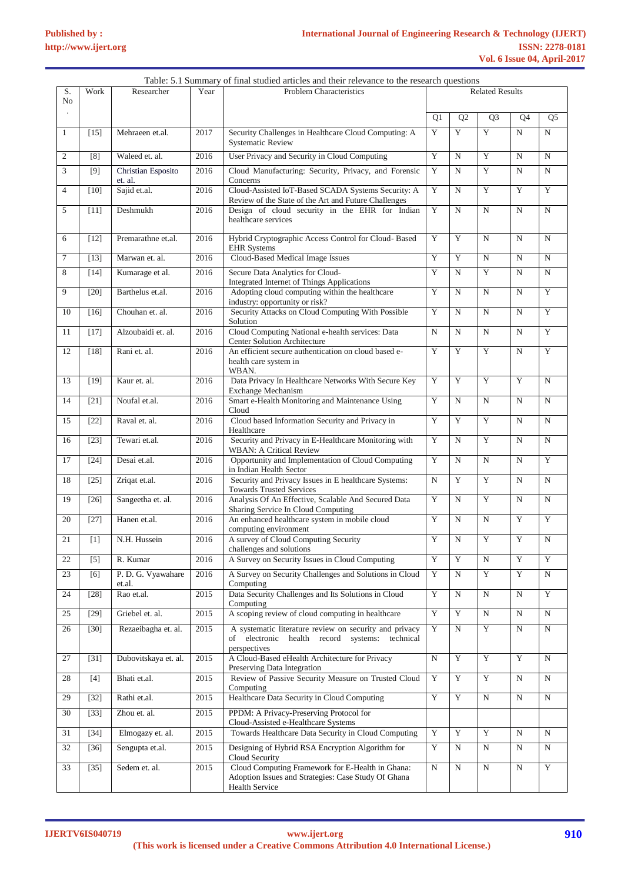Table: 5.1 Summary of final studied articles and their relevance to the research questions

| S. No. | Work | Researcher | Year | Problem Characteristics | Related Results | | | | |
|---|---|---|---|---|---|---|---|---|---|
| | | | | | Q1 | Q2 | Q3 | Q4 | Q5 |
| 1 | [15] | Mehraeen et.al. | 2017 | Security Challenges in Healthcare Cloud Computing: A Systematic Review | Y | Y | Y | N | N |
| 2 | [8] | Waleed et. al. | 2016 | User Privacy and Security in Cloud Computing | Y | N | Y | N | N |
| 3 | [9] | Christian Esposito et. al. | 2016 | Cloud Manufacturing: Security, Privacy, and Forensic Concerns | Y | N | Y | N | N |
| 4 | [10] | Sajid et.al. | 2016 | Cloud-Assisted IoT-Based SCADA Systems Security: A Review of the State of the Art and Future Challenges | Y | N | Y | Y | Y |
| 5 | [11] | Deshmukh | 2016 | Design of cloud security in the EHR for Indian healthcare services | Y | N | N | N | N |
| 6 | [12] | Premarathne et.al. | 2016 | Hybrid Cryptographic Access Control for Cloud- Based EHR Systems | Y | Y | N | N | N |
| 7 | [13] | Marwan et. al. | 2016 | Cloud-Based Medical Image Issues | Y | Y | N | N | N |
| 8 | [14] | Kumarage et al. | 2016 | Secure Data Analytics for Cloud-Integrated Internet of Things Applications | Y | N | Y | N | N |
| 9 | [20] | Barthelus et.al. | 2016 | Adopting cloud computing within the healthcare industry: opportunity or risk? | Y | N | N | N | Y |
| 10 | [16] | Chouhan et. al. | 2016 | Security Attacks on Cloud Computing With Possible Solution | Y | N | N | N | Y |
| 11 | [17] | Alzoubaidi et. al. | 2016 | Cloud Computing National e-health services: Data Center Solution Architecture | N | N | N | N | Y |
| 12 | [18] | Rani et. al. | 2016 | An efficient secure authentication on cloud based e-health care system in WBAN. | Y | Y | Y | N | Y |
| 13 | [19] | Kaur et. al. | 2016 | Data Privacy In Healthcare Networks With Secure Key Exchange Mechanism | Y | Y | Y | Y | N |
| 14 | [21] | Noufal et.al. | 2016 | Smart e-Health Monitoring and Maintenance Using Cloud | Y | N | N | N | N |
| 15 | [22] | Raval et. al. | 2016 | Cloud based Information Security and Privacy in Healthcare | Y | Y | Y | N | N |
| 16 | [23] | Tewari et.al. | 2016 | Security and Privacy in E-Healthcare Monitoring with WBAN: A Critical Review | Y | N | Y | N | N |
| 17 | [24] | Desai et.al. | 2016 | Opportunity and Implementation of Cloud Computing in Indian Health Sector | Y | N | N | N | Y |
| 18 | [25] | Zriqat et.al. | 2016 | Security and Privacy Issues in E healthcare Systems: Towards Trusted Services | N | Y | Y | N | N |
| 19 | [26] | Sangeetha et. al. | 2016 | Analysis Of An Effective, Scalable And Secured Data Sharing Service In Cloud Computing | Y | N | Y | N | N |
| 20 | [27] | Hanen et.al. | 2016 | An enhanced healthcare system in mobile cloud computing environment | Y | N | N | Y | Y |
| 21 | [1] | N.H. Hussein | 2016 | A survey of Cloud Computing Security challenges and solutions | Y | N | Y | Y | N |
| 22 | [5] | R. Kumar | 2016 | A Survey on Security Issues in Cloud Computing | Y | Y | N | Y | Y |
| 23 | [6] | P. D. G. Vyawahare et.al. | 2016 | A Survey on Security Challenges and Solutions in Cloud Computing | Y | N | Y | Y | N |
| 24 | [28] | Rao et.al. | 2015 | Data Security Challenges and Its Solutions in Cloud Computing | Y | N | N | N | Y |
| 25 | [29] | Griebel et. al. | 2015 | A scoping review of cloud computing in healthcare | Y | Y | N | N | N |
| 26 | [30] | Rezaeibagha et. al. | 2015 | A systematic literature review on security and privacy of electronic health record systems: technical perspectives | Y | N | Y | N | N |
| 27 | [31] | Dubovitskaya et. al. | 2015 | A Cloud-Based eHealth Architecture for Privacy Preserving Data Integration | N | Y | Y | Y | N |
| 28 | [4] | Bhati et.al. | 2015 | Review of Passive Security Measure on Trusted Cloud Computing | Y | Y | Y | N | N |
| 29 | [32] | Rathi et.al. | 2015 | Healthcare Data Security in Cloud Computing | Y | Y | N | N | N |
| 30 | [33] | Zhou et. al. | 2015 | PPDM: A Privacy-Preserving Protocol for Cloud-Assisted e-Healthcare Systems | | | | | |
| 31 | [34] | Elmogazy et. al. | 2015 | Towards Healthcare Data Security in Cloud Computing | Y | Y | Y | N | N |
| 32 | [36] | Sengupta et.al. | 2015 | Designing of Hybrid RSA Encryption Algorithm for Cloud Security | Y | N | N | N | N |
| 33 | [35] | Sedem et. al. | 2015 | Cloud Computing Framework for E-Health in Ghana: Adoption Issues and Strategies: Case Study Of Ghana Health Service | N | N | N | N | Y |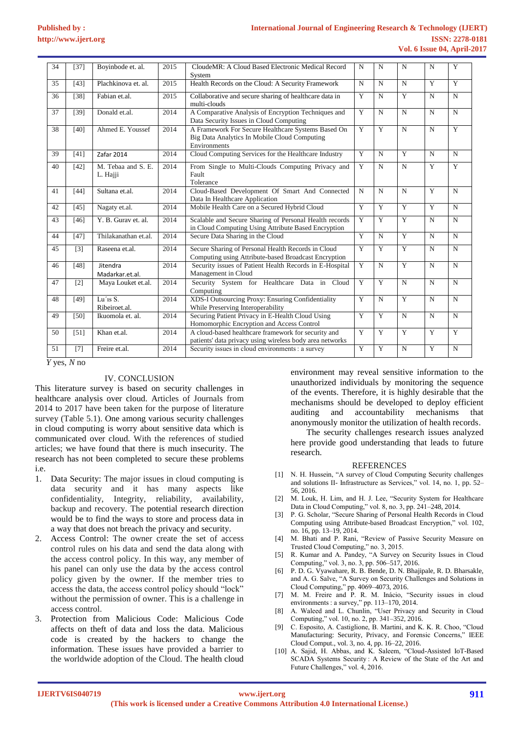| 34 | [37] | Boyinbode et. al. | 2015 | CloudeMR: A Cloud Based Electronic Medical Record System | N | N | N | N | Y |
|---|---|---|---|---|---|---|---|---|---|
| 35 | [43] | Plachkinova et. al. | 2015 | Health Records on the Cloud: A Security Framework | N | N | N | Y | Y |
| 36 | [38] | Fabian et.al. | 2015 | Collaborative and secure sharing of healthcare data in multi-clouds | Y | N | Y | N | N |
| 37 | [39] | Donald et.al. | 2014 | A Comparative Analysis of Encryption Techniques and Data Security Issues in Cloud Computing | Y | N | N | N | N |
| 38 | [40] | Ahmed E. Youssef | 2014 | A Framework For Secure Healthcare Systems Based On Big Data Analytics In Mobile Cloud Computing Environments | Y | Y | N | N | Y |
| 39 | [41] | Zafar 2014 | 2014 | Cloud Computing Services for the Healthcare Industry | Y | N | Y | N | N |
| 40 | [42] | M. Tebaa and S. E. L. Hajji | 2014 | From Single to Multi-Clouds Computing Privacy and Fault Tolerance | Y | N | N | Y | Y |
| 41 | [44] | Sultana et.al. | 2014 | Cloud-Based Development Of Smart And Connected Data In Healthcare Application | N | N | N | Y | N |
| 42 | [45] | Nagaty et.al. | 2014 | Mobile Health Care on a Secured Hybrid Cloud | Y | Y | Y | Y | N |
| 43 | [46] | Y. B. Gurav et. al. | 2014 | Scalable and Secure Sharing of Personal Health records in Cloud Computing Using Attribute Based Encryption | Y | Y | Y | N | N |
| 44 | [47] | Thilakanathan et.al. | 2014 | Secure Data Sharing in the Cloud | Y | N | Y | N | N |
| 45 | [3] | Raseena et.al. | 2014 | Secure Sharing of Personal Health Records in Cloud Computing using Attribute-based Broadcast Encryption | Y | Y | Y | N | N |
| 46 | [48] | Jitendra Madarkar.et.al. | 2014 | Security issues of Patient Health Records in E-Hospital Management in Cloud | Y | N | Y | N | N |
| 47 | [2] | Maya Louket et.al. | 2014 | Security System for Healthcare Data in Cloud Computing | Y | Y | N | N | N |
| 48 | [49] | Lu´ıs S. Ribeiroet.al. | 2014 | XDS-I Outsourcing Proxy: Ensuring Confidentiality While Preserving Interoperability | Y | N | Y | N | N |
| 49 | [50] | Ikuomola et. al. | 2014 | Securing Patient Privacy in E-Health Cloud Using Homomorphic Encryption and Access Control | Y | Y | N | N | N |
| 50 | [51] | Khan et.al. | 2014 | A cloud-based healthcare framework for security and patients' data privacy using wireless body area networks | Y | Y | Y | Y | Y |
| 51 | [7] | Freire et.al. | 2014 | Security issues in cloud environments : a survey | Y | Y | N | Y | N |

*Y* yes, *N* no

## IV. CONCLUSION

This literature survey is based on security challenges in healthcare analysis over cloud. Articles of Journals from 2014 to 2017 have been taken for the purpose of literature survey (Table 5.1). One among various security challenges in cloud computing is worry about sensitive data which is communicated over cloud. With the references of studied articles; we have found that there is much insecurity. The research has not been completed to secure these problems i.e.

1. Data Security: The major issues in cloud computing is data security and it has many aspects like confidentiality, Integrity, reliability, availability, backup and recovery. The potential research direction would be to find the ways to store and process data in a way that does not breach the privacy and security.
2. Access Control: The owner create the set of access control rules on his data and send the data along with the access control policy. In this way, any member of his panel can only use the data by the access control policy given by the owner. If the member tries to access the data, the access control policy should "lock" without the permission of owner. This is a challenge in access control.
3. Protection from Malicious Code: Malicious Code affects on theft of data and loss the data. Malicious code is created by the hackers to change the information. These issues have provided a barrier to the worldwide adoption of the Cloud. The health cloud environment may reveal sensitive information to the unauthorized individuals by monitoring the sequence of the events. Therefore, it is highly desirable that the mechanisms should be developed to deploy efficient auditing and accountability mechanisms that anonymously monitor the utilization of health records.

The security challenges research issues analyzed here provide good understanding that leads to future research.

## REFERENCES

[1] N. H. Hussein, "A survey of Cloud Computing Security challenges and solutions II- Infrastructure as Services," vol. 14, no. 1, pp. 52–56, 2016.

[2] M. Louk, H. Lim, and H. J. Lee, "Security System for Healthcare Data in Cloud Computing," vol. 8, no. 3, pp. 241–248, 2014.

[3] P. G. Scholar, "Secure Sharing of Personal Health Records in Cloud Computing using Attribute-based Broadcast Encryption," vol. 102, no. 16, pp. 13–19, 2014.

[4] M. Bhati and P. Rani, "Review of Passive Security Measure on Trusted Cloud Computing," no. 3, 2015.

[5] R. Kumar and A. Pandey, "A Survey on Security Issues in Cloud Computing," vol. 3, no. 3, pp. 506–517, 2016.

[6] P. D. G. Vyawahare, R. B. Bende, D. N. Bhajipale, R. D. Bharsakle, and A. G. Salve, "A Survey on Security Challenges and Solutions in Cloud Computing," pp. 4069–4073, 2016.

[7] M. M. Freire and P. R. M. Inácio, "Security issues in cloud environments : a survey," pp. 113–170, 2014.

[8] A. Waleed and L. Chunlin, "User Privacy and Security in Cloud Computing," vol. 10, no. 2, pp. 341–352, 2016.

[9] C. Esposito, A. Castiglione, B. Martini, and K. K. R. Choo, "Cloud Manufacturing: Security, Privacy, and Forensic Concerns," IEEE Cloud Comput., vol. 3, no. 4, pp. 16–22, 2016.

[10] A. Sajid, H. Abbas, and K. Saleem, "Cloud-Assisted IoT-Based SCADA Systems Security : A Review of the State of the Art and Future Challenges," vol. 4, 2016.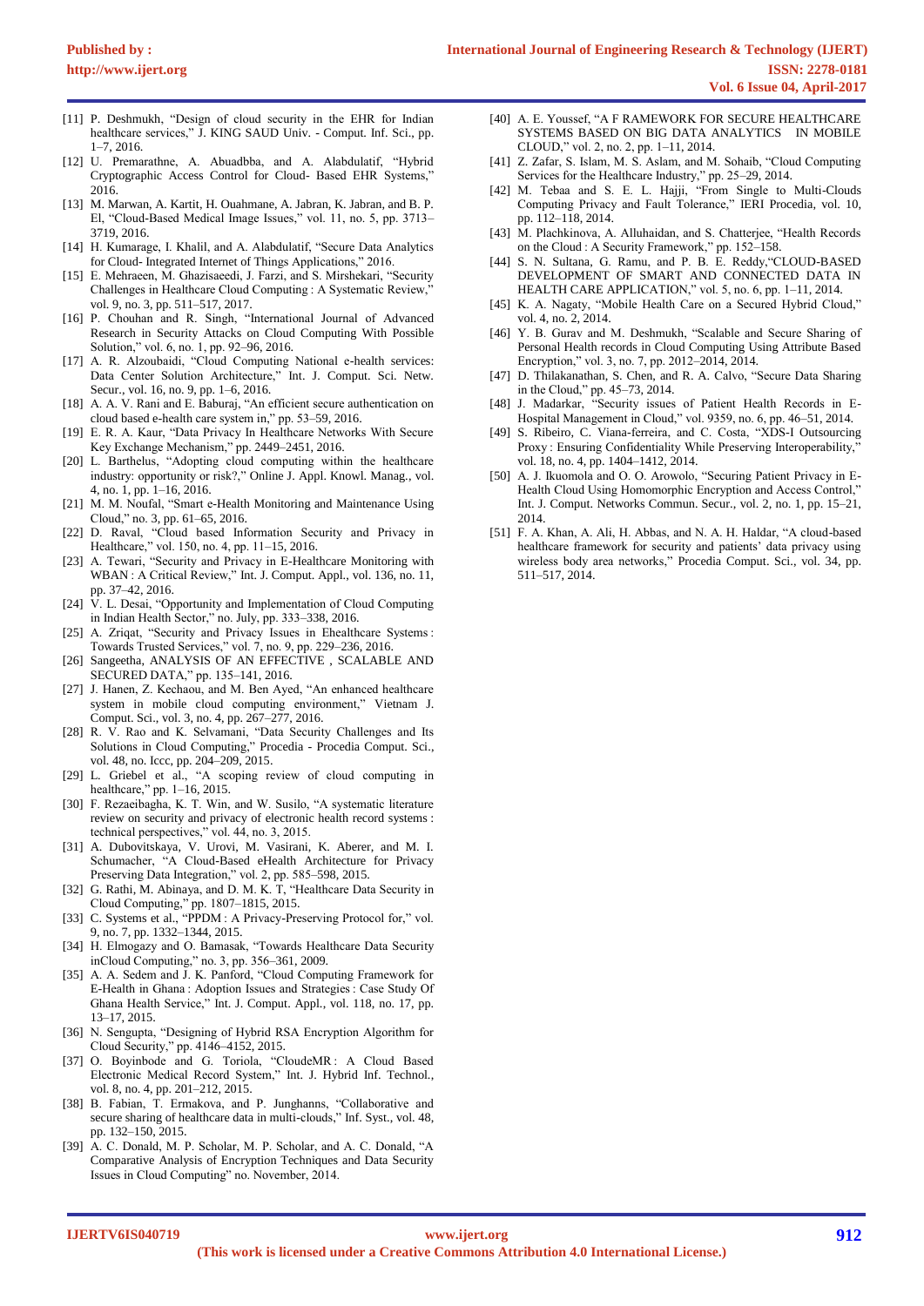[11] P. Deshmukh, "Design of cloud security in the EHR for Indian healthcare services," J. KING SAUD Univ. - Comput. Inf. Sci., pp. 1–7, 2016.

[12] U. Premarathne, A. Abuadbba, and A. Alabdulatif, "Hybrid Cryptographic Access Control for Cloud- Based EHR Systems," 2016.

[13] M. Marwan, A. Kartit, H. Ouahmane, A. Jabran, K. Jabran, and B. P. El, "Cloud-Based Medical Image Issues," vol. 11, no. 5, pp. 3713–3719, 2016.

[14] H. Kumarage, I. Khalil, and A. Alabdulatif, "Secure Data Analytics for Cloud- Integrated Internet of Things Applications," 2016.

[15] E. Mehraeen, M. Ghazisaeedi, J. Farzi, and S. Mirshekari, "Security Challenges in Healthcare Cloud Computing : A Systematic Review," vol. 9, no. 3, pp. 511–517, 2017.

[16] P. Chouhan and R. Singh, "International Journal of Advanced Research in Security Attacks on Cloud Computing With Possible Solution," vol. 6, no. 1, pp. 92–96, 2016.

[17] A. R. Alzoubaidi, "Cloud Computing National e-health services: Data Center Solution Architecture," Int. J. Comput. Sci. Netw. Secur., vol. 16, no. 9, pp. 1–6, 2016.

[18] A. A. V. Rani and E. Baburaj, "An efficient secure authentication on cloud based e-health care system in," pp. 53–59, 2016.

[19] E. R. A. Kaur, "Data Privacy In Healthcare Networks With Secure Key Exchange Mechanism," pp. 2449–2451, 2016.

[20] L. Barthelus, "Adopting cloud computing within the healthcare industry: opportunity or risk?," Online J. Appl. Knowl. Manag., vol. 4, no. 1, pp. 1–16, 2016.

[21] M. M. Noufal, "Smart e-Health Monitoring and Maintenance Using Cloud," no. 3, pp. 61–65, 2016.

[22] D. Raval, "Cloud based Information Security and Privacy in Healthcare," vol. 150, no. 4, pp. 11–15, 2016.

[23] A. Tewari, "Security and Privacy in E-Healthcare Monitoring with WBAN : A Critical Review," Int. J. Comput. Appl., vol. 136, no. 11, pp. 37–42, 2016.

[24] V. L. Desai, "Opportunity and Implementation of Cloud Computing in Indian Health Sector," no. July, pp. 333–338, 2016.

[25] A. Zriqat, "Security and Privacy Issues in Ehealthcare Systems : Towards Trusted Services," vol. 7, no. 9, pp. 229–236, 2016.

[26] Sangeetha, ANALYSIS OF AN EFFECTIVE , SCALABLE AND SECURED DATA," pp. 135–141, 2016.

[27] J. Hanen, Z. Kechaou, and M. Ben Ayed, "An enhanced healthcare system in mobile cloud computing environment," Vietnam J. Comput. Sci., vol. 3, no. 4, pp. 267–277, 2016.

[28] R. V. Rao and K. Selvamani, "Data Security Challenges and Its Solutions in Cloud Computing," Procedia - Procedia Comput. Sci., vol. 48, no. Iccc, pp. 204–209, 2015.

[29] L. Griebel et al., "A scoping review of cloud computing in healthcare," pp. 1–16, 2015.

[30] F. Rezaeibagha, K. T. Win, and W. Susilo, "A systematic literature review on security and privacy of electronic health record systems : technical perspectives," vol. 44, no. 3, 2015.

[31] A. Dubovitskaya, V. Urovi, M. Vasirani, K. Aberer, and M. I. Schumacher, "A Cloud-Based eHealth Architecture for Privacy Preserving Data Integration," vol. 2, pp. 585–598, 2015.

[32] G. Rathi, M. Abinaya, and D. M. K. T, "Healthcare Data Security in Cloud Computing," pp. 1807–1815, 2015.

[33] C. Systems et al., "PPDM : A Privacy-Preserving Protocol for," vol. 9, no. 7, pp. 1332–1344, 2015.

[34] H. Elmogazy and O. Bamasak, "Towards Healthcare Data Security inCloud Computing," no. 3, pp. 356–361, 2009.

[35] A. A. Sedem and J. K. Panford, "Cloud Computing Framework for E-Health in Ghana : Adoption Issues and Strategies : Case Study Of Ghana Health Service," Int. J. Comput. Appl., vol. 118, no. 17, pp. 13–17, 2015.

[36] N. Sengupta, "Designing of Hybrid RSA Encryption Algorithm for Cloud Security," pp. 4146–4152, 2015.

[37] O. Boyinbode and G. Toriola, "CloudeMR : A Cloud Based Electronic Medical Record System," Int. J. Hybrid Inf. Technol., vol. 8, no. 4, pp. 201–212, 2015.

[38] B. Fabian, T. Ermakova, and P. Junghanns, "Collaborative and secure sharing of healthcare data in multi-clouds," Inf. Syst., vol. 48, pp. 132–150, 2015.

[39] A. C. Donald, M. P. Scholar, M. P. Scholar, and A. C. Donald, "A Comparative Analysis of Encryption Techniques and Data Security Issues in Cloud Computing" no. November, 2014.

[40] A. E. Youssef, "A F RAMEWORK FOR SECURE HEALTHCARE SYSTEMS BASED ON BIG DATA ANALYTICS IN MOBILE CLOUD," vol. 2, no. 2, pp. 1–11, 2014.

[41] Z. Zafar, S. Islam, M. S. Aslam, and M. Sohaib, "Cloud Computing Services for the Healthcare Industry," pp. 25–29, 2014.

[42] M. Tebaa and S. E. L. Hajji, "From Single to Multi-Clouds Computing Privacy and Fault Tolerance," IERI Procedia, vol. 10, pp. 112–118, 2014.

[43] M. Plachkinova, A. Alluhaidan, and S. Chatterjee, "Health Records on the Cloud : A Security Framework," pp. 152–158.

[44] S. N. Sultana, G. Ramu, and P. B. E. Reddy,"CLOUD-BASED DEVELOPMENT OF SMART AND CONNECTED DATA IN HEALTH CARE APPLICATION," vol. 5, no. 6, pp. 1–11, 2014.

[45] K. A. Nagaty, "Mobile Health Care on a Secured Hybrid Cloud," vol. 4, no. 2, 2014.

[46] Y. B. Gurav and M. Deshmukh, "Scalable and Secure Sharing of Personal Health records in Cloud Computing Using Attribute Based Encryption," vol. 3, no. 7, pp. 2012–2014, 2014.

[47] D. Thilakanathan, S. Chen, and R. A. Calvo, "Secure Data Sharing in the Cloud," pp. 45–73, 2014.

[48] J. Madarkar, "Security issues of Patient Health Records in E-Hospital Management in Cloud," vol. 9359, no. 6, pp. 46–51, 2014.

[49] S. Ribeiro, C. Viana-ferreira, and C. Costa, "XDS-I Outsourcing Proxy : Ensuring Confidentiality While Preserving Interoperability," vol. 18, no. 4, pp. 1404–1412, 2014.

[50] A. J. Ikuomola and O. O. Arowolo, "Securing Patient Privacy in E-Health Cloud Using Homomorphic Encryption and Access Control," Int. J. Comput. Networks Commun. Secur., vol. 2, no. 1, pp. 15–21, 2014.

[51] F. A. Khan, A. Ali, H. Abbas, and N. A. H. Haldar, "A cloud-based healthcare framework for security and patients' data privacy using wireless body area networks," Procedia Comput. Sci., vol. 34, pp. 511–517, 2014.